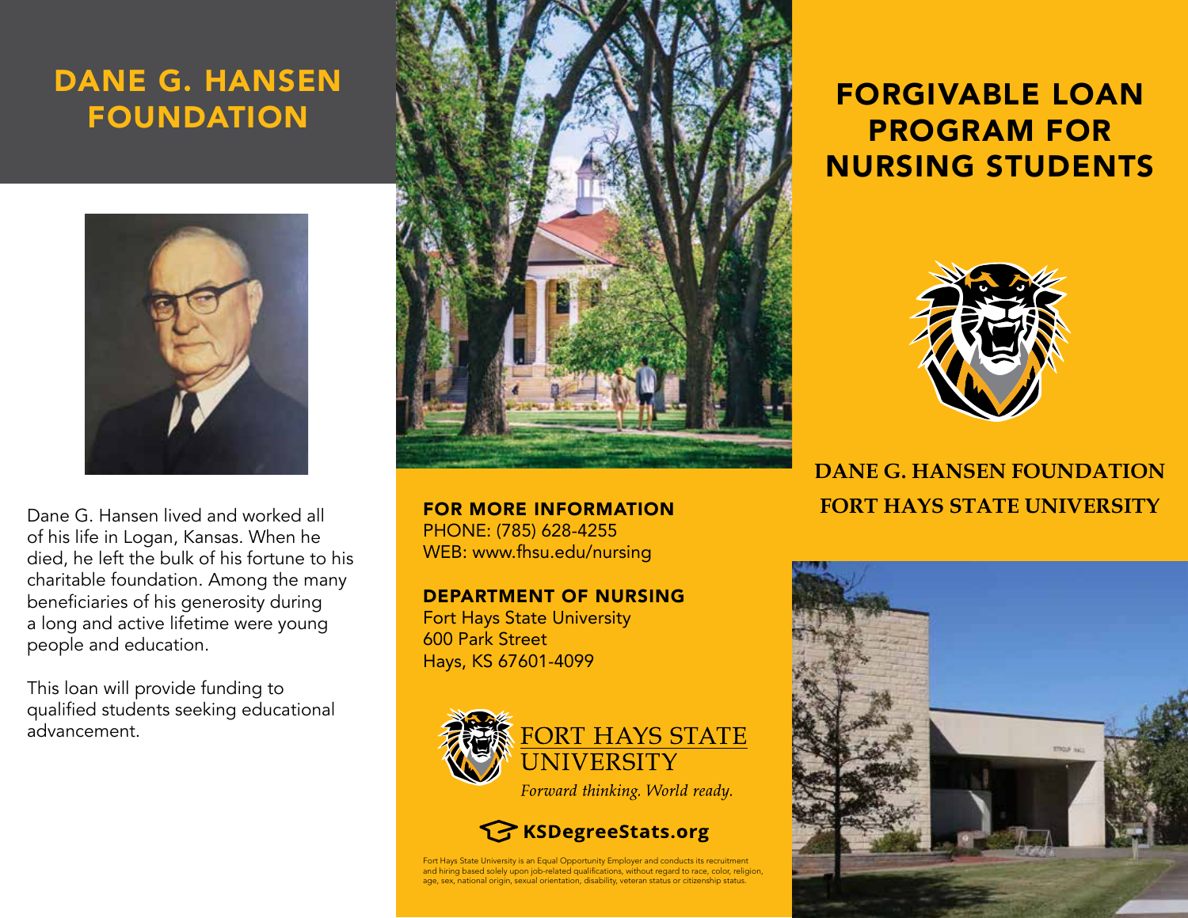# DANE G. HANSEN FOUNDATION

Dane G. Hansen lived and worked all of his life in Logan, Kansas. When he died, he left the bulk of his fortune to his charitable foundation. Among the many beneficiaries of his generosity during a long and active lifetime were young people and education.

This loan will provide funding to qualified students seeking educational advancement.

## FOR MORE INFORMATION

PHONE: (785) 628-4255
WEB: www.fhsu.edu/nursing

## DEPARTMENT OF NURSING

Fort Hays State University
600 Park Street
Hays, KS 67601-4099

FORT HAYS STATE UNIVERSITY
*Forward thinking. World ready.*

KSDegreeStats.org

Fort Hays State University is an Equal Opportunity Employer and conducts its recruitment and hiring based solely upon job-related qualifications, without regard to race, color, religion, age, sex, national origin, sexual orientation, disability, veteran status or citizenship status.

# FORGIVABLE LOAN PROGRAM FOR NURSING STUDENTS

**DANE G. HANSEN FOUNDATION**
**FORT HAYS STATE UNIVERSITY**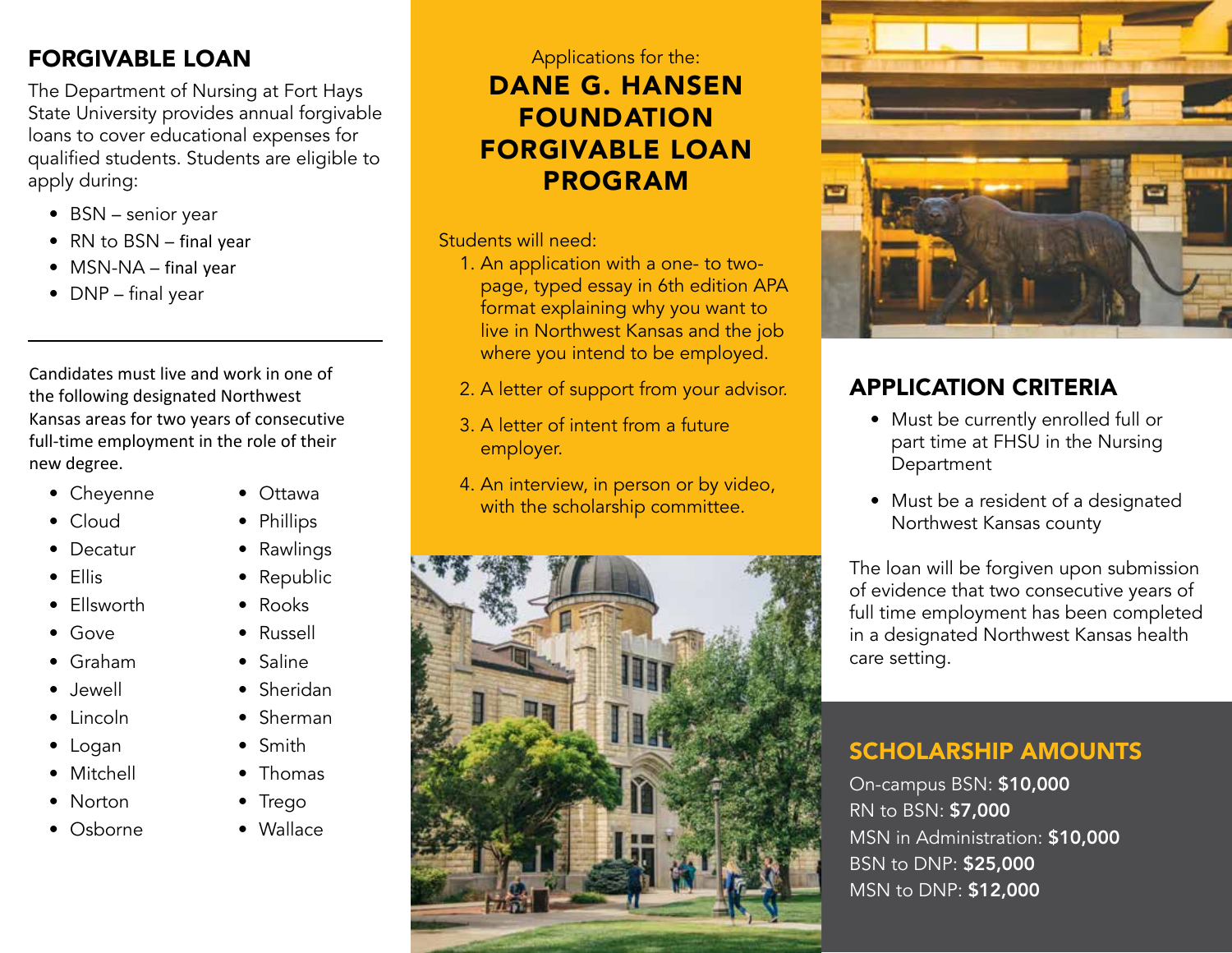## FORGIVABLE LOAN

The Department of Nursing at Fort Hays State University provides annual forgivable loans to cover educational expenses for qualified students. Students are eligible to apply during:

- BSN – senior year
- RN to BSN – final year
- MSN-NA – final year
- DNP – final year

---

Candidates must live and work in one of the following designated Northwest Kansas areas for two years of consecutive full-time employment in the role of their new degree.

- Cheyenne
- Cloud
- Decatur
- Ellis
- Ellsworth
- Gove
- Graham
- Jewell
- Lincoln
- Logan
- Mitchell
- Norton
- Osborne
- Ottawa
- Phillips
- Rawlings
- Republic
- Rooks
- Russell
- Saline
- Sheridan
- Sherman
- Smith
- Thomas
- Trego
- Wallace

Applications for the:

# DANE G. HANSEN FOUNDATION FORGIVABLE LOAN PROGRAM

Students will need:

1. An application with a one- to two-page, typed essay in 6th edition APA format explaining why you want to live in Northwest Kansas and the job where you intend to be employed.
2. A letter of support from your advisor.
3. A letter of intent from a future employer.
4. An interview, in person or by video, with the scholarship committee.

## APPLICATION CRITERIA

- Must be currently enrolled full or part time at FHSU in the Nursing Department
- Must be a resident of a designated Northwest Kansas county

The loan will be forgiven upon submission of evidence that two consecutive years of full time employment has been completed in a designated Northwest Kansas health care setting.

## SCHOLARSHIP AMOUNTS

On-campus BSN: **$10,000**
RN to BSN: **$7,000**
MSN in Administration: **$10,000**
BSN to DNP: **$25,000**
MSN to DNP: **$12,000**